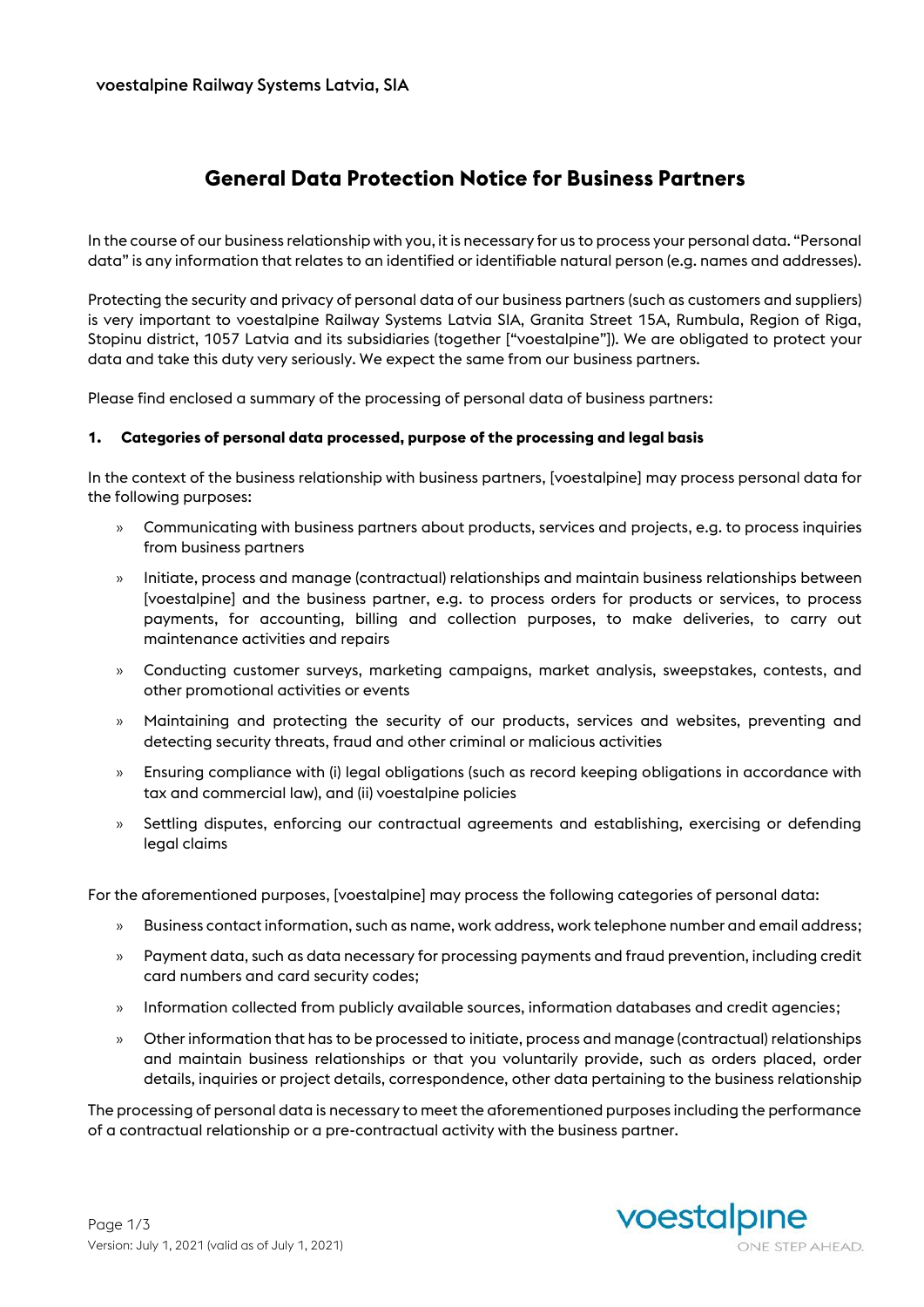voestalpine Railway Systems Latvia, SIA

# General Data Protection Notice for Business Partners

In the course of our business relationship with you, it is necessary for us to process your personal data. "Personal data" is any information that relates to an identified or identifiable natural person (e.g. names and addresses).

Protecting the security and privacy of personal data of our business partners (such as customers and suppliers) is very important to voestalpine Railway Systems Latvia SIA, Granita Street 15A, Rumbula, Region of Riga, Stopinu district, 1057 Latvia and its subsidiaries (together ["voestalpine"]). We are obligated to protect your data and take this duty very seriously. We expect the same from our business partners.

Please find enclosed a summary of the processing of personal data of business partners:

## 1. Categories of personal data processed, purpose of the processing and legal basis

In the context of the business relationship with business partners, [voestalpine] may process personal data for the following purposes:

- Communicating with business partners about products, services and projects, e.g. to process inquiries from business partners
- Initiate, process and manage (contractual) relationships and maintain business relationships between [voestalpine] and the business partner, e.g. to process orders for products or services, to process payments, for accounting, billing and collection purposes, to make deliveries, to carry out maintenance activities and repairs
- Conducting customer surveys, marketing campaigns, market analysis, sweepstakes, contests, and other promotional activities or events
- Maintaining and protecting the security of our products, services and websites, preventing and detecting security threats, fraud and other criminal or malicious activities
- Ensuring compliance with (i) legal obligations (such as record keeping obligations in accordance with tax and commercial law), and (ii) voestalpine policies
- Settling disputes, enforcing our contractual agreements and establishing, exercising or defending legal claims

For the aforementioned purposes, [voestalpine] may process the following categories of personal data:

- Business contact information, such as name, work address, work telephone number and email address;
- Payment data, such as data necessary for processing payments and fraud prevention, including credit card numbers and card security codes;
- Information collected from publicly available sources, information databases and credit agencies;
- Other information that has to be processed to initiate, process and manage (contractual) relationships and maintain business relationships or that you voluntarily provide, such as orders placed, order details, inquiries or project details, correspondence, other data pertaining to the business relationship

The processing of personal data is necessary to meet the aforementioned purposes including the performance of a contractual relationship or a pre-contractual activity with the business partner.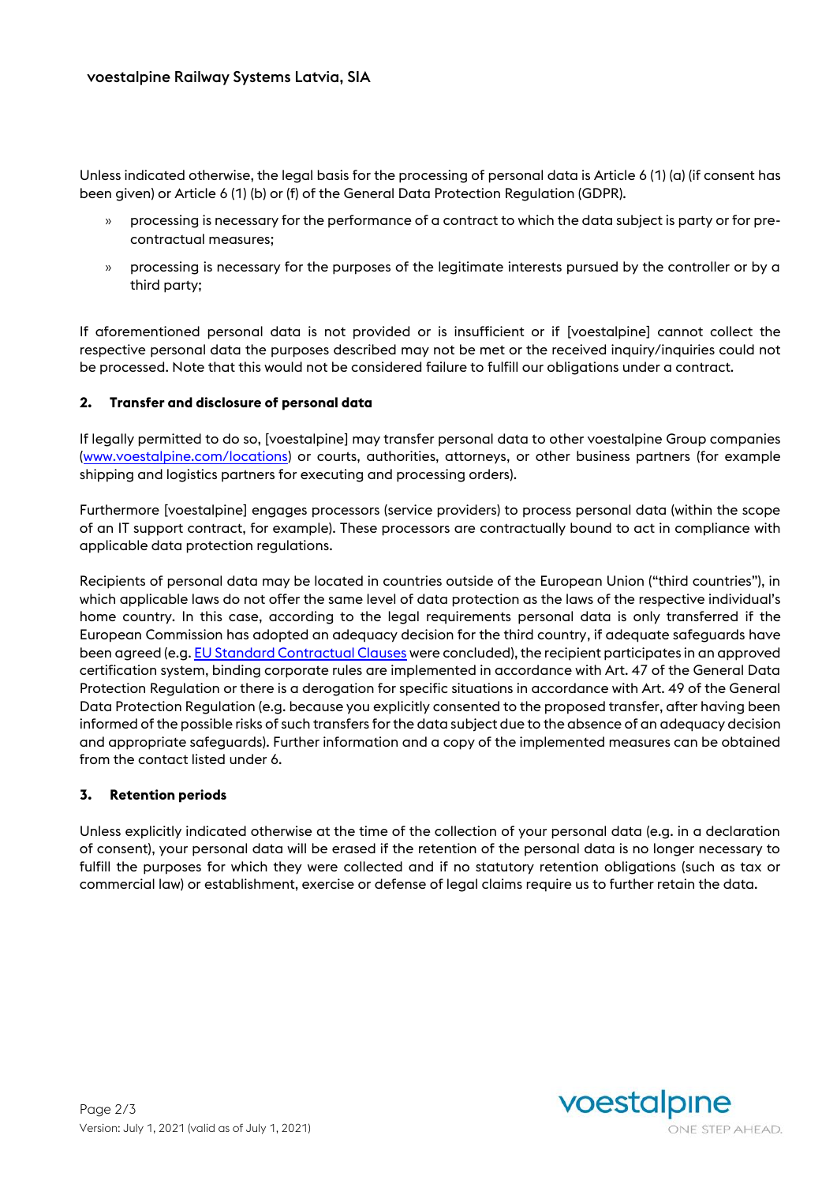Unless indicated otherwise, the legal basis for the processing of personal data is Article 6 (1) (a) (if consent has been given) or Article 6 (1) (b) or (f) of the General Data Protection Regulation (GDPR).

- processing is necessary for the performance of a contract to which the data subject is party or for pre-contractual measures;
- processing is necessary for the purposes of the legitimate interests pursued by the controller or by a third party;

If aforementioned personal data is not provided or is insufficient or if [voestalpine] cannot collect the respective personal data the purposes described may not be met or the received inquiry/inquiries could not be processed. Note that this would not be considered failure to fulfill our obligations under a contract.

## 2. Transfer and disclosure of personal data

If legally permitted to do so, [voestalpine] may transfer personal data to other voestalpine Group companies (www.voestalpine.com/locations) or courts, authorities, attorneys, or other business partners (for example shipping and logistics partners for executing and processing orders).

Furthermore [voestalpine] engages processors (service providers) to process personal data (within the scope of an IT support contract, for example). These processors are contractually bound to act in compliance with applicable data protection regulations.

Recipients of personal data may be located in countries outside of the European Union ("third countries"), in which applicable laws do not offer the same level of data protection as the laws of the respective individual's home country. In this case, according to the legal requirements personal data is only transferred if the European Commission has adopted an adequacy decision for the third country, if adequate safeguards have been agreed (e.g. EU Standard Contractual Clauses were concluded), the recipient participates in an approved certification system, binding corporate rules are implemented in accordance with Art. 47 of the General Data Protection Regulation or there is a derogation for specific situations in accordance with Art. 49 of the General Data Protection Regulation (e.g. because you explicitly consented to the proposed transfer, after having been informed of the possible risks of such transfers for the data subject due to the absence of an adequacy decision and appropriate safeguards). Further information and a copy of the implemented measures can be obtained from the contact listed under 6.

## 3. Retention periods

Unless explicitly indicated otherwise at the time of the collection of your personal data (e.g. in a declaration of consent), your personal data will be erased if the retention of the personal data is no longer necessary to fulfill the purposes for which they were collected and if no statutory retention obligations (such as tax or commercial law) or establishment, exercise or defense of legal claims require us to further retain the data.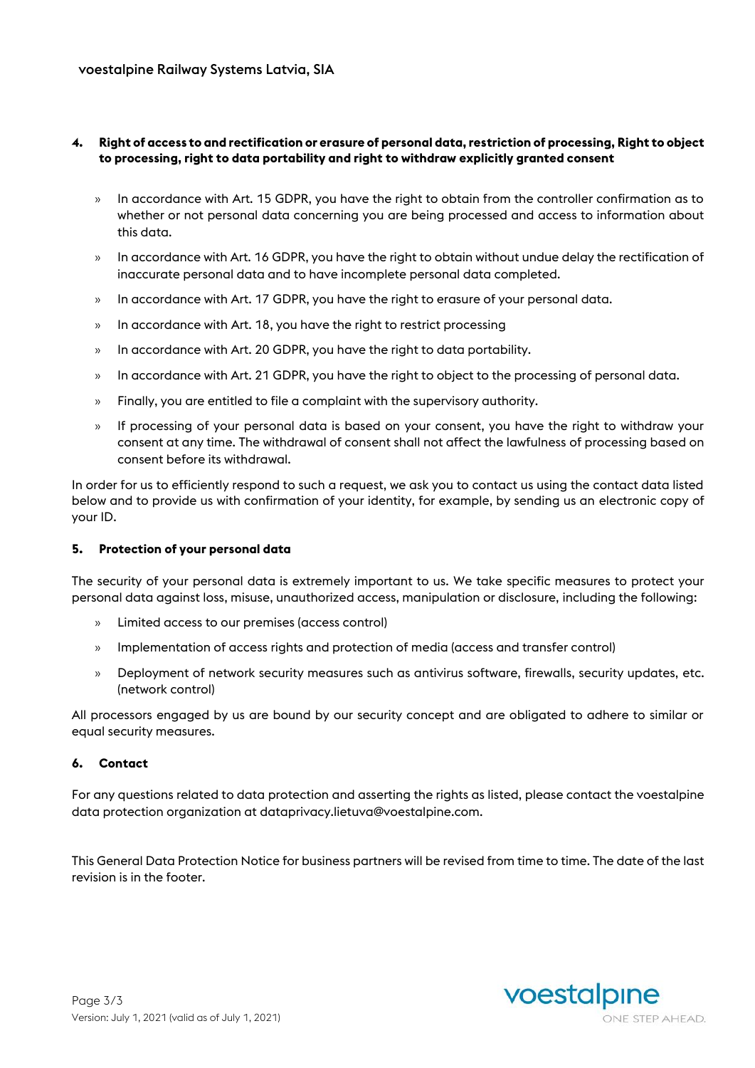## 4. Right of access to and rectification or erasure of personal data, restriction of processing, Right to object to processing, right to data portability and right to withdraw explicitly granted consent

- In accordance with Art. 15 GDPR, you have the right to obtain from the controller confirmation as to whether or not personal data concerning you are being processed and access to information about this data.
- In accordance with Art. 16 GDPR, you have the right to obtain without undue delay the rectification of inaccurate personal data and to have incomplete personal data completed.
- In accordance with Art. 17 GDPR, you have the right to erasure of your personal data.
- In accordance with Art. 18, you have the right to restrict processing
- In accordance with Art. 20 GDPR, you have the right to data portability.
- In accordance with Art. 21 GDPR, you have the right to object to the processing of personal data.
- Finally, you are entitled to file a complaint with the supervisory authority.
- If processing of your personal data is based on your consent, you have the right to withdraw your consent at any time. The withdrawal of consent shall not affect the lawfulness of processing based on consent before its withdrawal.

In order for us to efficiently respond to such a request, we ask you to contact us using the contact data listed below and to provide us with confirmation of your identity, for example, by sending us an electronic copy of your ID.

## 5. Protection of your personal data

The security of your personal data is extremely important to us. We take specific measures to protect your personal data against loss, misuse, unauthorized access, manipulation or disclosure, including the following:

- Limited access to our premises (access control)
- Implementation of access rights and protection of media (access and transfer control)
- Deployment of network security measures such as antivirus software, firewalls, security updates, etc. (network control)

All processors engaged by us are bound by our security concept and are obligated to adhere to similar or equal security measures.

## 6. Contact

For any questions related to data protection and asserting the rights as listed, please contact the voestalpine data protection organization at dataprivacy.lietuva@voestalpine.com.

This General Data Protection Notice for business partners will be revised from time to time. The date of the last revision is in the footer.

Version: July 1, 2021 (valid as of July 1, 2021)